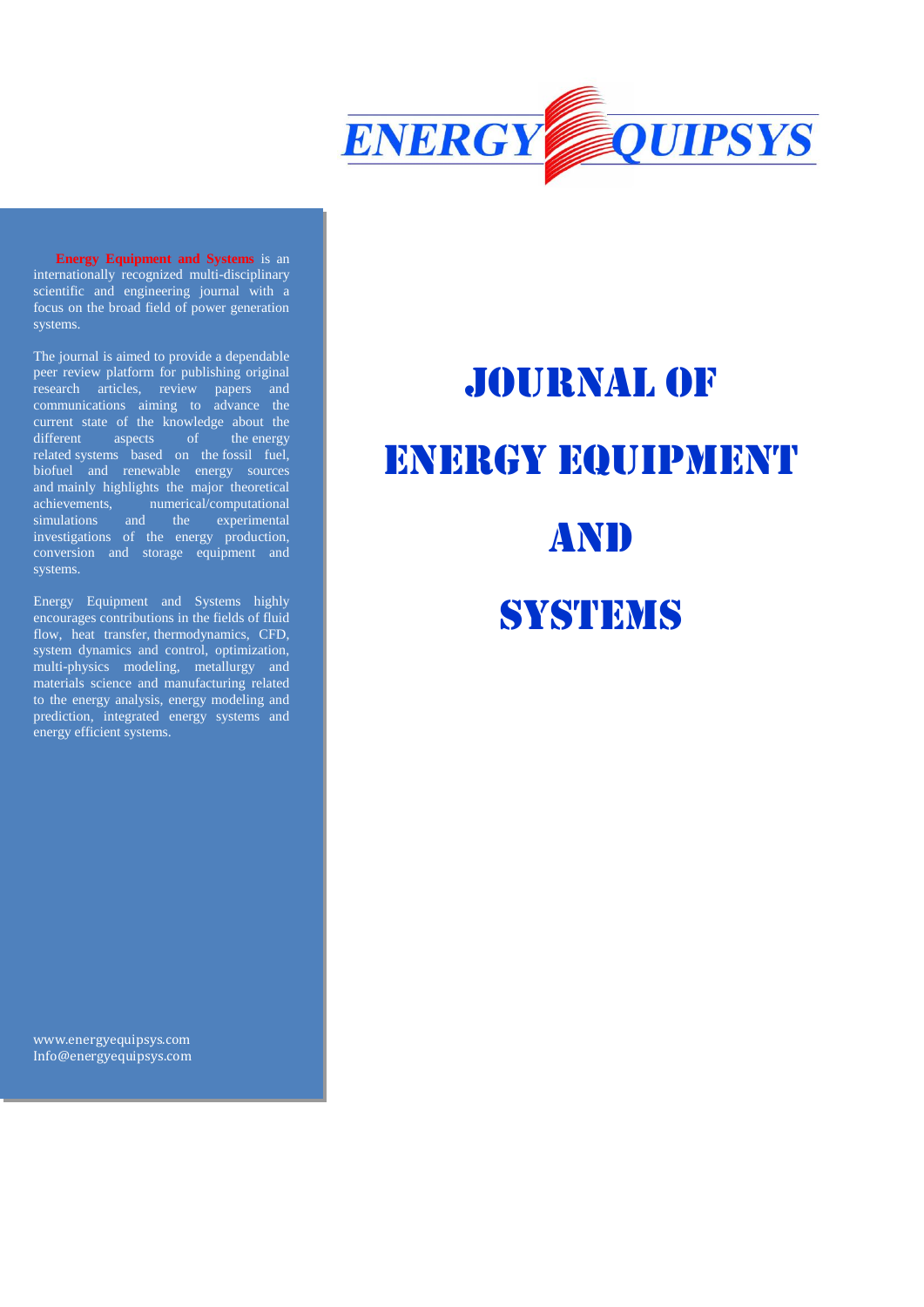ENERGY EQUIPSYS

# JOURNAL OF ENERGY EQUIPMENT AND SYSTEMS

**Energy Equipment and Systems** is an internationally recognized multi-disciplinary scientific and engineering journal with a focus on the broad field of power generation systems.

The journal is aimed to provide a dependable peer review platform for publishing original research articles, review papers and communications aiming to advance the current state of the knowledge about the different aspects of the energy related systems based on the fossil fuel, biofuel and renewable energy sources and mainly highlights the major theoretical achievements, numerical/computational simulations and the experimental investigations of the energy production, conversion and storage equipment and systems.

Energy Equipment and Systems highly encourages contributions in the fields of fluid flow, heat transfer, thermodynamics, CFD, system dynamics and control, optimization, multi-physics modeling, metallurgy and materials science and manufacturing related to the energy analysis, energy modeling and prediction, integrated energy systems and energy efficient systems.

www.energyequipsys.com
Info@energyequipsys.com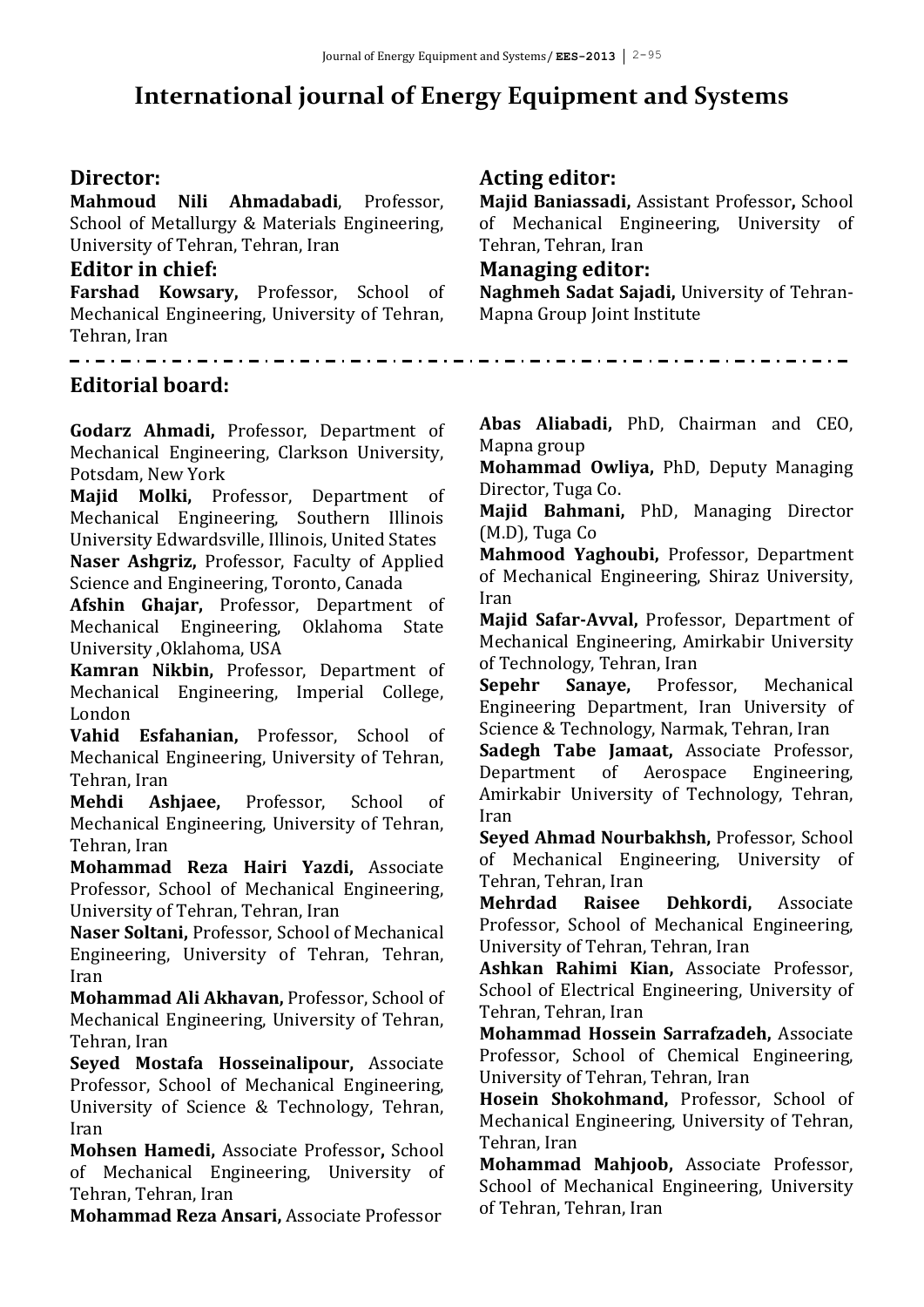# International journal of Energy Equipment and Systems

## Director:

**Mahmoud Nili Ahmadabadi**, Professor, School of Metallurgy & Materials Engineering, University of Tehran, Tehran, Iran

## Editor in chief:

**Farshad Kowsary,** Professor, School of Mechanical Engineering, University of Tehran, Tehran, Iran

## Acting editor:

**Majid Baniassadi,** Assistant Professor**,** School of Mechanical Engineering, University of Tehran, Tehran, Iran

## Managing editor:

**Naghmeh Sadat Sajadi,** University of Tehran-Mapna Group Joint Institute

---

## Editorial board:

**Godarz Ahmadi,** Professor, Department of Mechanical Engineering, Clarkson University, Potsdam, New York

**Majid Molki,** Professor, Department of Mechanical Engineering, Southern Illinois University Edwardsville, Illinois, United States

**Naser Ashgriz,** Professor, Faculty of Applied Science and Engineering, Toronto, Canada

**Afshin Ghajar,** Professor, Department of Mechanical Engineering, Oklahoma State University ,Oklahoma, USA

**Kamran Nikbin,** Professor, Department of Mechanical Engineering, Imperial College, London

**Vahid Esfahanian,** Professor, School of Mechanical Engineering, University of Tehran, Tehran, Iran

**Mehdi Ashjaee,** Professor, School of Mechanical Engineering, University of Tehran, Tehran, Iran

**Mohammad Reza Hairi Yazdi,** Associate Professor, School of Mechanical Engineering, University of Tehran, Tehran, Iran

**Naser Soltani,** Professor, School of Mechanical Engineering, University of Tehran, Tehran, Iran

**Mohammad Ali Akhavan,** Professor, School of Mechanical Engineering, University of Tehran, Tehran, Iran

**Seyed Mostafa Hosseinalipour,** Associate Professor, School of Mechanical Engineering, University of Science & Technology, Tehran, Iran

**Mohsen Hamedi,** Associate Professor**,** School of Mechanical Engineering, University of Tehran, Tehran, Iran

**Mohammad Reza Ansari,** Associate Professor

**Abas Aliabadi,** PhD, Chairman and CEO, Mapna group

**Mohammad Owliya,** PhD, Deputy Managing Director, Tuga Co.

**Majid Bahmani,** PhD, Managing Director (M.D), Tuga Co

**Mahmood Yaghoubi,** Professor, Department of Mechanical Engineering, Shiraz University, Iran

**Majid Safar-Avval,** Professor, Department of Mechanical Engineering, Amirkabir University of Technology, Tehran, Iran

**Sepehr Sanaye,** Professor, Mechanical Engineering Department, Iran University of Science & Technology, Narmak, Tehran, Iran

**Sadegh Tabe Jamaat,** Associate Professor, Department of Aerospace Engineering, Amirkabir University of Technology, Tehran, Iran

**Seyed Ahmad Nourbakhsh,** Professor, School of Mechanical Engineering, University of Tehran, Tehran, Iran

**Mehrdad Raisee Dehkordi,** Associate Professor, School of Mechanical Engineering, University of Tehran, Tehran, Iran

**Ashkan Rahimi Kian,** Associate Professor, School of Electrical Engineering, University of Tehran, Tehran, Iran

**Mohammad Hossein Sarrafzadeh,** Associate Professor, School of Chemical Engineering, University of Tehran, Tehran, Iran

**Hosein Shokohmand,** Professor, School of Mechanical Engineering, University of Tehran, Tehran, Iran

**Mohammad Mahjoob,** Associate Professor, School of Mechanical Engineering, University of Tehran, Tehran, Iran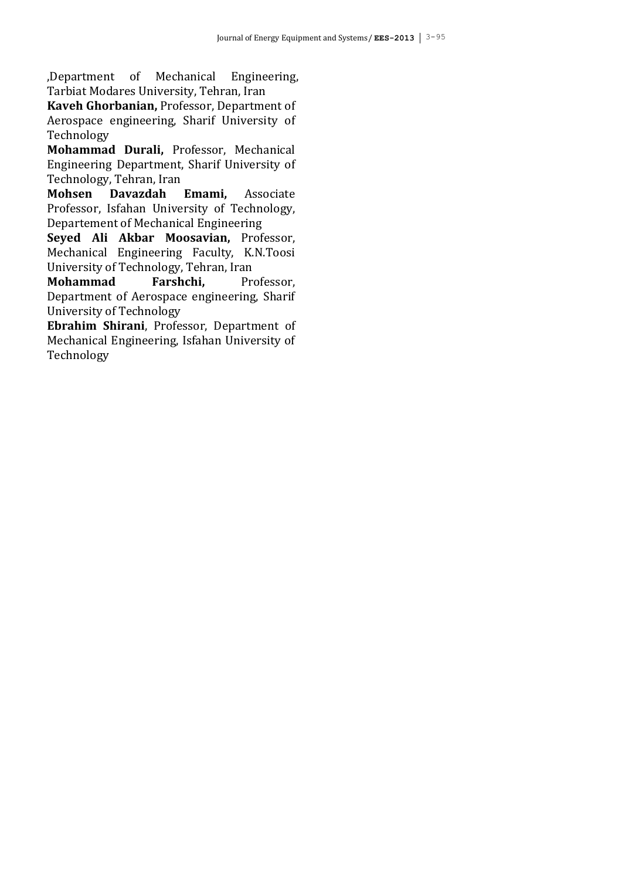,Department of Mechanical Engineering, Tarbiat Modares University, Tehran, Iran

**Kaveh Ghorbanian,** Professor, Department of Aerospace engineering, Sharif University of Technology

**Mohammad Durali,** Professor, Mechanical Engineering Department, Sharif University of Technology, Tehran, Iran

**Mohsen Davazdah Emami,** Associate Professor, Isfahan University of Technology, Departement of Mechanical Engineering

**Seyed Ali Akbar Moosavian,** Professor, Mechanical Engineering Faculty, K.N.Toosi University of Technology, Tehran, Iran

**Mohammad Farshchi,** Professor, Department of Aerospace engineering, Sharif University of Technology

**Ebrahim Shirani**, Professor, Department of Mechanical Engineering, Isfahan University of Technology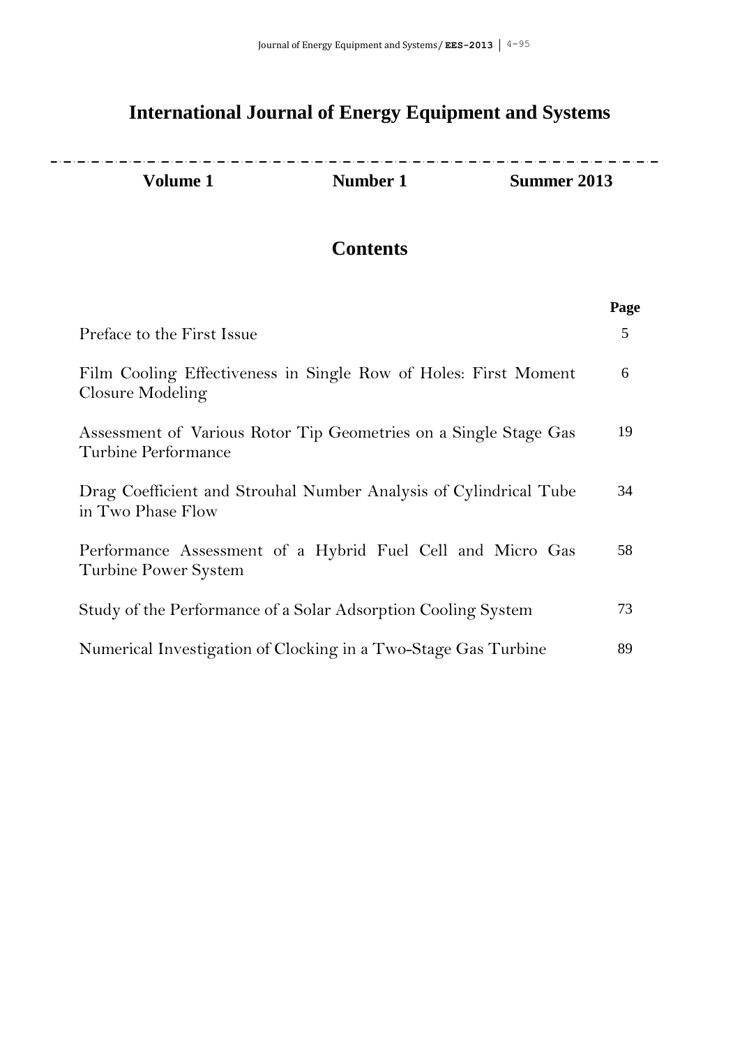# International Journal of Energy Equipment and Systems

| Volume 1 | Number 1 | Summer 2013 |
|---|---|---|

## Contents

| | Page |
|---|---|
| Preface to the First Issue | 5 |
| Film Cooling Effectiveness in Single Row of Holes: First Moment Closure Modeling | 6 |
| Assessment of Various Rotor Tip Geometries on a Single Stage Gas Turbine Performance | 19 |
| Drag Coefficient and Strouhal Number Analysis of Cylindrical Tube in Two Phase Flow | 34 |
| Performance Assessment of a Hybrid Fuel Cell and Micro Gas Turbine Power System | 58 |
| Study of the Performance of a Solar Adsorption Cooling System | 73 |
| Numerical Investigation of Clocking in a Two-Stage Gas Turbine | 89 |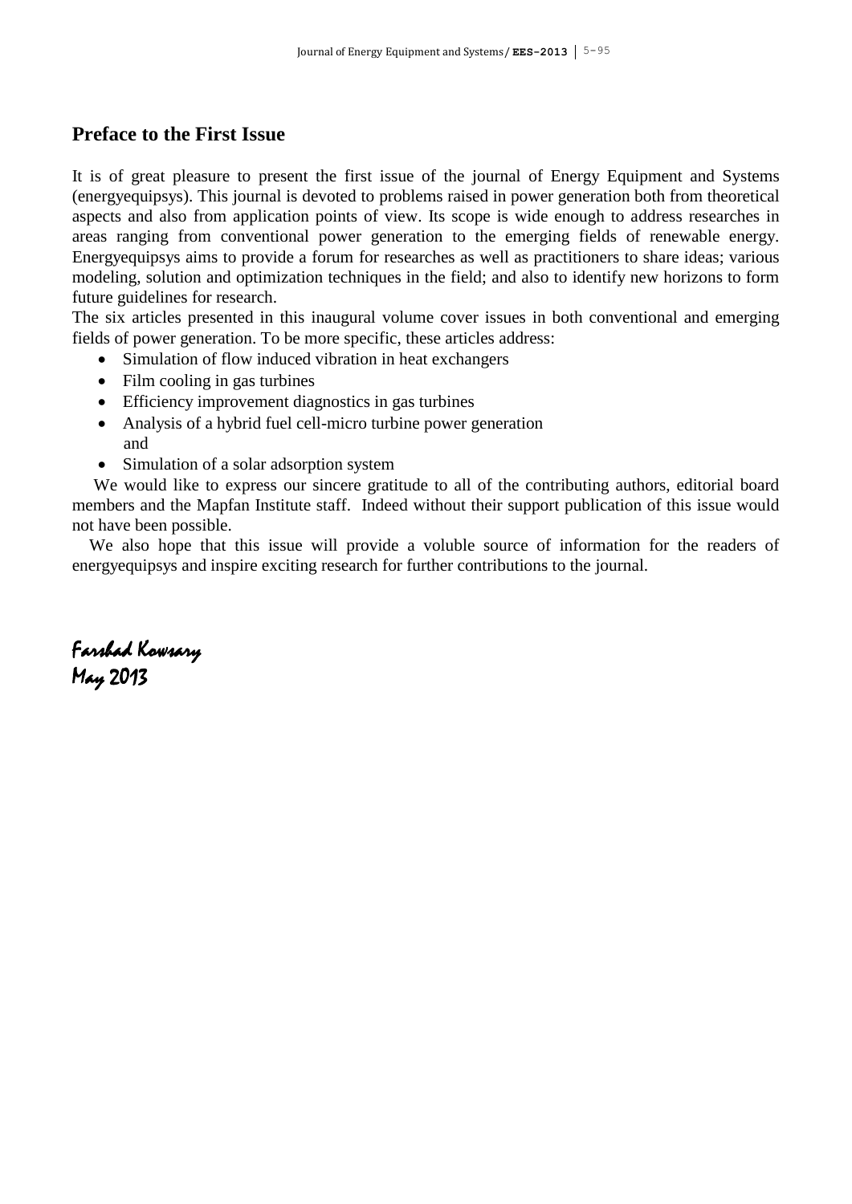## Preface to the First Issue

It is of great pleasure to present the first issue of the journal of Energy Equipment and Systems (energyequipsys). This journal is devoted to problems raised in power generation both from theoretical aspects and also from application points of view. Its scope is wide enough to address researches in areas ranging from conventional power generation to the emerging fields of renewable energy. Energyequipsys aims to provide a forum for researches as well as practitioners to share ideas; various modeling, solution and optimization techniques in the field; and also to identify new horizons to form future guidelines for research.

The six articles presented in this inaugural volume cover issues in both conventional and emerging fields of power generation. To be more specific, these articles address:

- Simulation of flow induced vibration in heat exchangers
- Film cooling in gas turbines
- Efficiency improvement diagnostics in gas turbines
- Analysis of a hybrid fuel cell-micro turbine power generation
  and
- Simulation of a solar adsorption system

We would like to express our sincere gratitude to all of the contributing authors, editorial board members and the Mapfan Institute staff. Indeed without their support publication of this issue would not have been possible.

We also hope that this issue will provide a voluble source of information for the readers of energyequipsys and inspire exciting research for further contributions to the journal.

Farshad Kowsary
May 2013